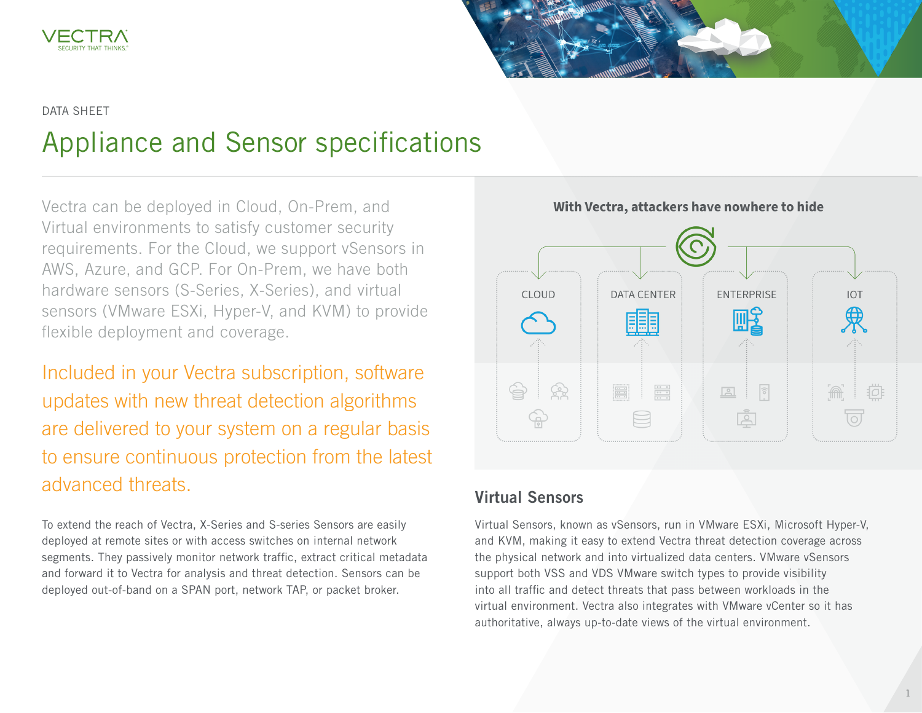DATA SHEET

# Appliance and Sensor specifications

Vectra can be deployed in Cloud, On-Prem, and Virtual environments to satisfy customer security requirements. For the Cloud, we support vSensors in AWS, Azure, and GCP. For On-Prem, we have both hardware sensors (S-Series, X-Series), and virtual sensors (VMware ESXi, Hyper-V, and KVM) to provide flexible deployment and coverage.

Included in your Vectra subscription, software updates with new threat detection algorithms are delivered to your system on a regular basis to ensure continuous protection from the latest advanced threats.

To extend the reach of Vectra, X-Series and S-series Sensors are easily deployed at remote sites or with access switches on internal network segments. They passively monitor network traffic, extract critical metadata and forward it to Vectra for analysis and threat detection. Sensors can be deployed out-of-band on a SPAN port, network TAP, or packet broker.

**With Vectra, attackers have nowhere to hide**

CLOUD | DATA CENTER | ENTERPRISE | IOT

## Virtual Sensors

Virtual Sensors, known as vSensors, run in VMware ESXi, Microsoft Hyper-V, and KVM, making it easy to extend Vectra threat detection coverage across the physical network and into virtualized data centers. VMware vSensors support both VSS and VDS VMware switch types to provide visibility into all traffic and detect threats that pass between workloads in the virtual environment. Vectra also integrates with VMware vCenter so it has authoritative, always up-to-date views of the virtual environment.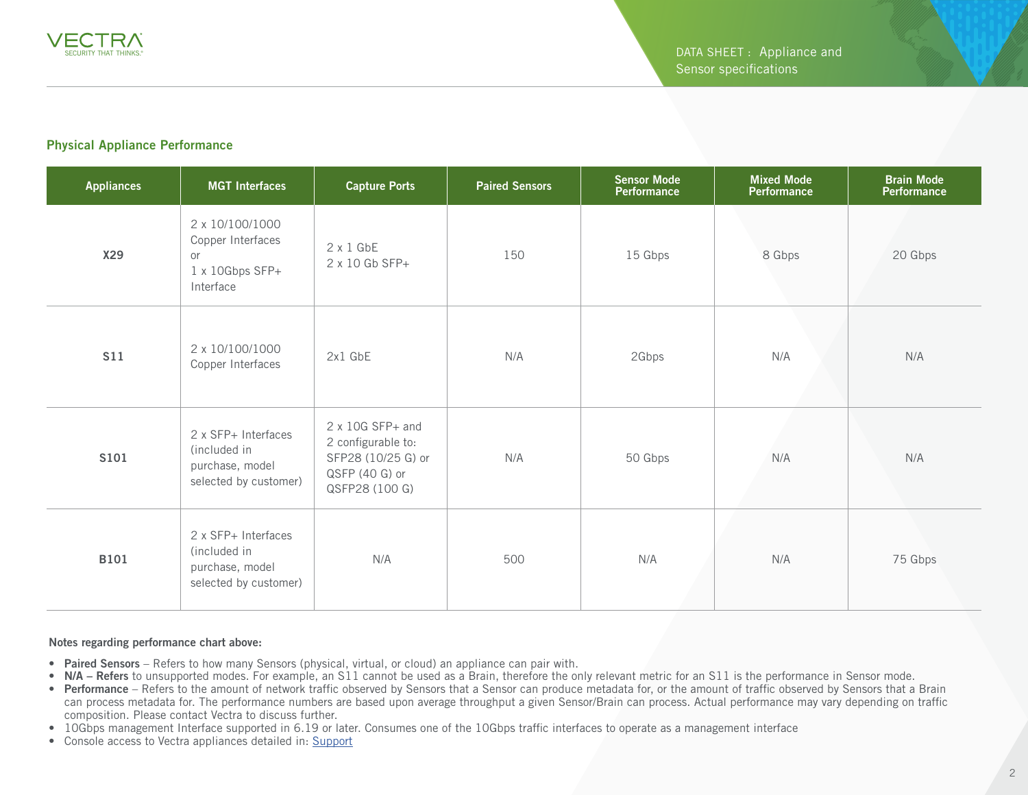## Physical Appliance Performance

| Appliances | MGT Interfaces | Capture Ports | Paired Sensors | Sensor Mode Performance | Mixed Mode Performance | Brain Mode Performance |
|---|---|---|---|---|---|---|
| **X29** | 2 x 10/100/1000 Copper Interfaces or 1 x 10Gbps SFP+ Interface | 2 x 1 GbE<br>2 x 10 Gb SFP+ | 150 | 15 Gbps | 8 Gbps | 20 Gbps |
| **S11** | 2 x 10/100/1000 Copper Interfaces | 2x1 GbE | N/A | 2Gbps | N/A | N/A |
| **S101** | 2 x SFP+ Interfaces (included in purchase, model selected by customer) | 2 x 10G SFP+ and 2 configurable to: SFP28 (10/25 G) or QSFP (40 G) or QSFP28 (100 G) | N/A | 50 Gbps | N/A | N/A |
| **B101** | 2 x SFP+ Interfaces (included in purchase, model selected by customer) | N/A | 500 | N/A | N/A | 75 Gbps |

**Notes regarding performance chart above:**

- **Paired Sensors** – Refers to how many Sensors (physical, virtual, or cloud) an appliance can pair with.
- **N/A – Refers** to unsupported modes. For example, an S11 cannot be used as a Brain, therefore the only relevant metric for an S11 is the performance in Sensor mode.
- **Performance** – Refers to the amount of network traffic observed by Sensors that a Sensor can produce metadata for, or the amount of traffic observed by Sensors that a Brain can process metadata for. The performance numbers are based upon average throughput a given Sensor/Brain can process. Actual performance may vary depending on traffic composition. Please contact Vectra to discuss further.
- 10Gbps management Interface supported in 6.19 or later. Consumes one of the 10Gbps traffic interfaces to operate as a management interface
- Console access to Vectra appliances detailed in: Support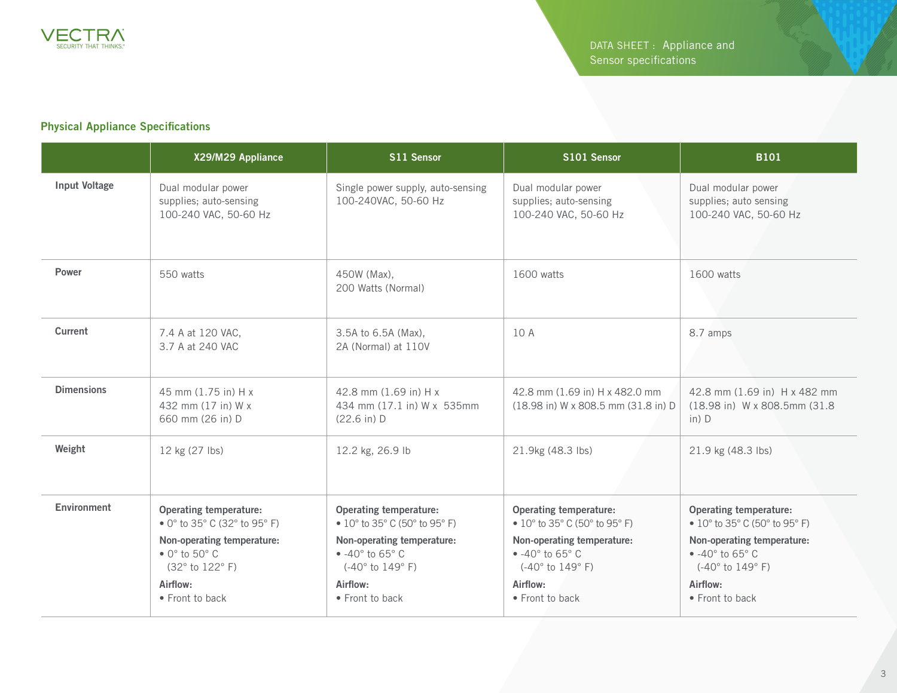## Physical Appliance Specifications

| | X29/M29 Appliance | S11 Sensor | S101 Sensor | B101 |
|---|---|---|---|---|
| **Input Voltage** | Dual modular power supplies; auto-sensing 100-240 VAC, 50-60 Hz | Single power supply, auto-sensing 100-240VAC, 50-60 Hz | Dual modular power supplies; auto-sensing 100-240 VAC, 50-60 Hz | Dual modular power supplies; auto sensing 100-240 VAC, 50-60 Hz |
| **Power** | 550 watts | 450W (Max), 200 Watts (Normal) | 1600 watts | 1600 watts |
| **Current** | 7.4 A at 120 VAC, 3.7 A at 240 VAC | 3.5A to 6.5A (Max), 2A (Normal) at 110V | 10 A | 8.7 amps |
| **Dimensions** | 45 mm (1.75 in) H x 432 mm (17 in) W x 660 mm (26 in) D | 42.8 mm (1.69 in) H x 434 mm (17.1 in) W x 535mm (22.6 in) D | 42.8 mm (1.69 in) H x 482.0 mm (18.98 in) W x 808.5 mm (31.8 in) D | 42.8 mm (1.69 in) H x 482 mm (18.98 in) W x 808.5mm (31.8 in) D |
| **Weight** | 12 kg (27 lbs) | 12.2 kg, 26.9 lb | 21.9kg (48.3 lbs) | 21.9 kg (48.3 lbs) |
| **Environment** | **Operating temperature:** • 0° to 35° C (32° to 95° F) **Non-operating temperature:** • 0° to 50° C (32° to 122° F) **Airflow:** • Front to back | **Operating temperature:** • 10° to 35° C (50° to 95° F) **Non-operating temperature:** • -40° to 65° C (-40° to 149° F) **Airflow:** • Front to back | **Operating temperature:** • 10° to 35° C (50° to 95° F) **Non-operating temperature:** • -40° to 65° C (-40° to 149° F) **Airflow:** • Front to back | **Operating temperature:** • 10° to 35° C (50° to 95° F) **Non-operating temperature:** • -40° to 65° C (-40° to 149° F) **Airflow:** • Front to back |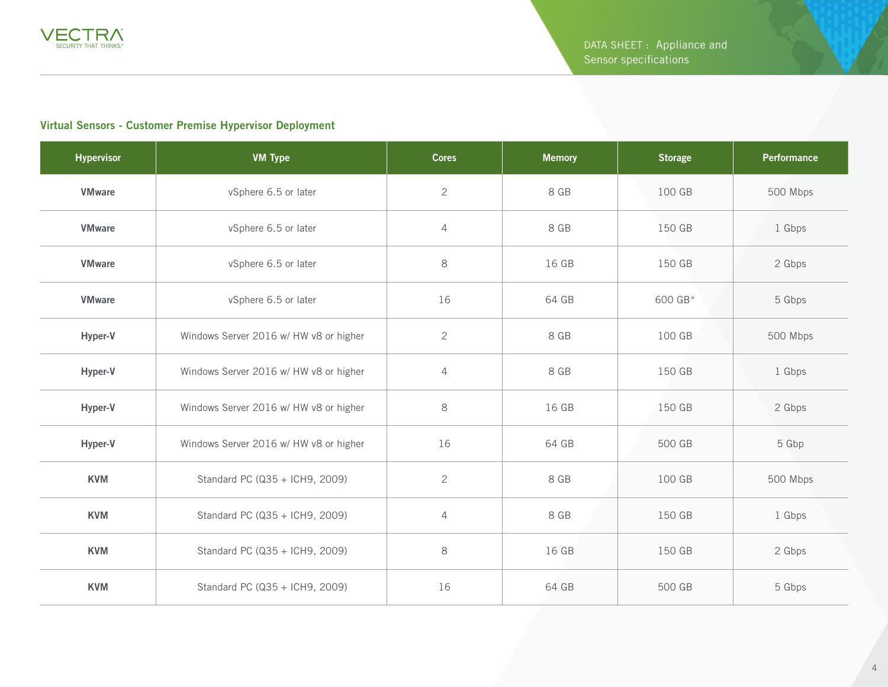## Virtual Sensors - Customer Premise Hypervisor Deployment

| Hypervisor | VM Type | Cores | Memory | Storage | Performance |
|---|---|---|---|---|---|
| **VMware** | vSphere 6.5 or later | 2 | 8 GB | 100 GB | 500 Mbps |
| **VMware** | vSphere 6.5 or later | 4 | 8 GB | 150 GB | 1 Gbps |
| **VMware** | vSphere 6.5 or later | 8 | 16 GB | 150 GB | 2 Gbps |
| **VMware** | vSphere 6.5 or later | 16 | 64 GB | 600 GB* | 5 Gbps |
| **Hyper-V** | Windows Server 2016 w/ HW v8 or higher | 2 | 8 GB | 100 GB | 500 Mbps |
| **Hyper-V** | Windows Server 2016 w/ HW v8 or higher | 4 | 8 GB | 150 GB | 1 Gbps |
| **Hyper-V** | Windows Server 2016 w/ HW v8 or higher | 8 | 16 GB | 150 GB | 2 Gbps |
| **Hyper-V** | Windows Server 2016 w/ HW v8 or higher | 16 | 64 GB | 500 GB | 5 Gbp |
| **KVM** | Standard PC (Q35 + ICH9, 2009) | 2 | 8 GB | 100 GB | 500 Mbps |
| **KVM** | Standard PC (Q35 + ICH9, 2009) | 4 | 8 GB | 150 GB | 1 Gbps |
| **KVM** | Standard PC (Q35 + ICH9, 2009) | 8 | 16 GB | 150 GB | 2 Gbps |
| **KVM** | Standard PC (Q35 + ICH9, 2009) | 16 | 64 GB | 500 GB | 5 Gbps |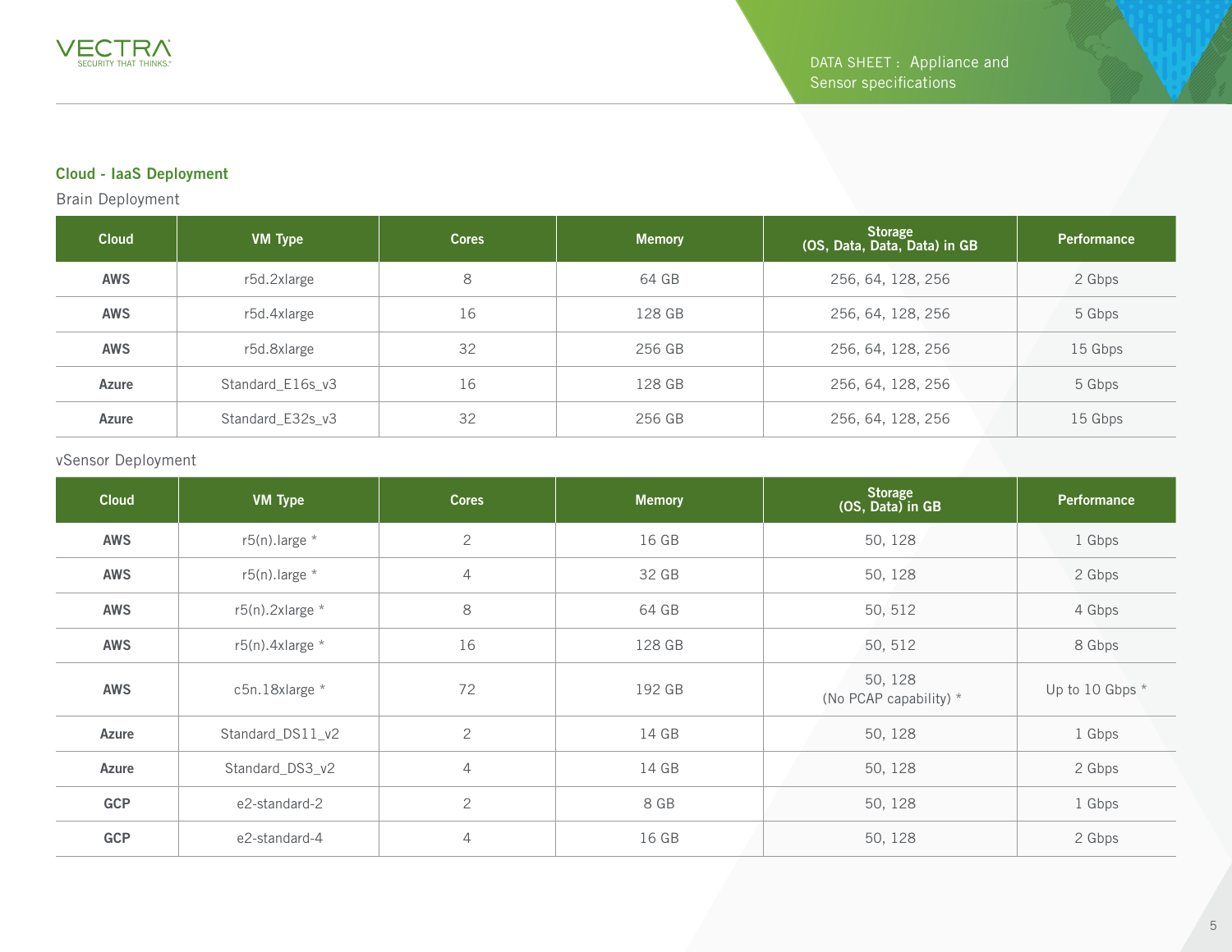## Cloud - IaaS Deployment

### Brain Deployment

| Cloud | VM Type | Cores | Memory | Storage (OS, Data, Data, Data) in GB | Performance |
|---|---|---|---|---|---|
| **AWS** | r5d.2xlarge | 8 | 64 GB | 256, 64, 128, 256 | 2 Gbps |
| **AWS** | r5d.4xlarge | 16 | 128 GB | 256, 64, 128, 256 | 5 Gbps |
| **AWS** | r5d.8xlarge | 32 | 256 GB | 256, 64, 128, 256 | 15 Gbps |
| **Azure** | Standard_E16s_v3 | 16 | 128 GB | 256, 64, 128, 256 | 5 Gbps |
| **Azure** | Standard_E32s_v3 | 32 | 256 GB | 256, 64, 128, 256 | 15 Gbps |

### vSensor Deployment

| Cloud | VM Type | Cores | Memory | Storage (OS, Data) in GB | Performance |
|---|---|---|---|---|---|
| **AWS** | r5(n).large * | 2 | 16 GB | 50, 128 | 1 Gbps |
| **AWS** | r5(n).large * | 4 | 32 GB | 50, 128 | 2 Gbps |
| **AWS** | r5(n).2xlarge * | 8 | 64 GB | 50, 512 | 4 Gbps |
| **AWS** | r5(n).4xlarge * | 16 | 128 GB | 50, 512 | 8 Gbps |
| **AWS** | c5n.18xlarge * | 72 | 192 GB | 50, 128 (No PCAP capability) * | Up to 10 Gbps * |
| **Azure** | Standard_DS11_v2 | 2 | 14 GB | 50, 128 | 1 Gbps |
| **Azure** | Standard_DS3_v2 | 4 | 14 GB | 50, 128 | 2 Gbps |
| **GCP** | e2-standard-2 | 2 | 8 GB | 50, 128 | 1 Gbps |
| **GCP** | e2-standard-4 | 4 | 16 GB | 50, 128 | 2 Gbps |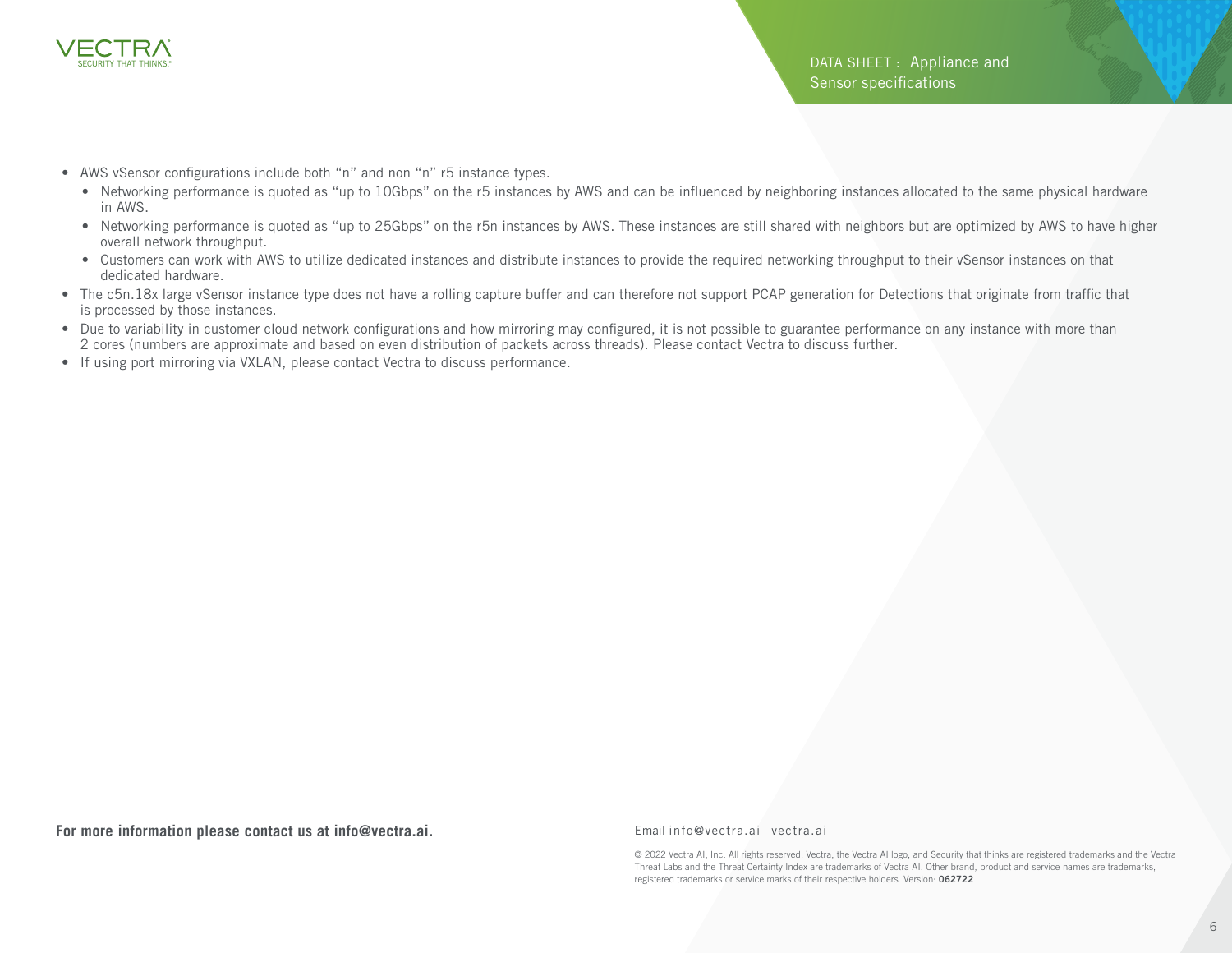- AWS vSensor configurations include both “n” and non “n” r5 instance types.
  - Networking performance is quoted as “up to 10Gbps” on the r5 instances by AWS and can be influenced by neighboring instances allocated to the same physical hardware in AWS.
  - Networking performance is quoted as “up to 25Gbps” on the r5n instances by AWS. These instances are still shared with neighbors but are optimized by AWS to have higher overall network throughput.
  - Customers can work with AWS to utilize dedicated instances and distribute instances to provide the required networking throughput to their vSensor instances on that dedicated hardware.
- The c5n.18x large vSensor instance type does not have a rolling capture buffer and can therefore not support PCAP generation for Detections that originate from traffic that is processed by those instances.
- Due to variability in customer cloud network configurations and how mirroring may configured, it is not possible to guarantee performance on any instance with more than 2 cores (numbers are approximate and based on even distribution of packets across threads). Please contact Vectra to discuss further.
- If using port mirroring via VXLAN, please contact Vectra to discuss performance.

**For more information please contact us at info@vectra.ai.**

Email info@vectra.ai vectra.ai

© 2022 Vectra AI, Inc. All rights reserved. Vectra, the Vectra AI logo, and Security that thinks are registered trademarks and the Vectra Threat Labs and the Threat Certainty Index are trademarks of Vectra AI. Other brand, product and service names are trademarks, registered trademarks or service marks of their respective holders. Version: **062722**